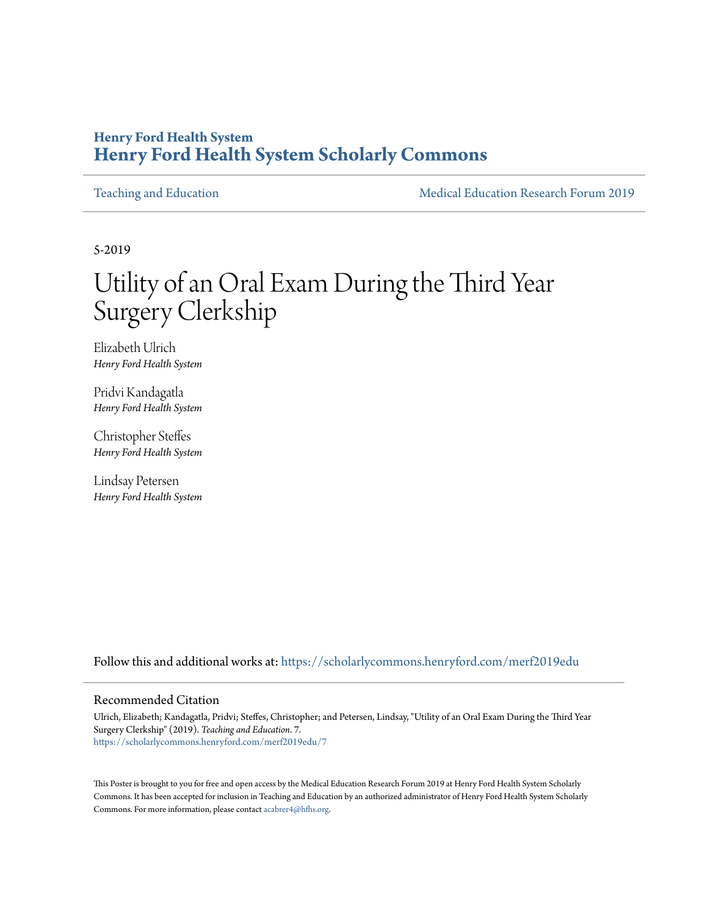**Henry Ford Health System**

**Henry Ford Health System Scholarly Commons**

Teaching and Education | Medical Education Research Forum 2019

5-2019

# Utility of an Oral Exam During the Third Year Surgery Clerkship

Elizabeth Ulrich
*Henry Ford Health System*

Pridvi Kandagatla
*Henry Ford Health System*

Christopher Steffes
*Henry Ford Health System*

Lindsay Petersen
*Henry Ford Health System*

Follow this and additional works at: https://scholarlycommons.henryford.com/merf2019edu

## Recommended Citation

Ulrich, Elizabeth; Kandagatla, Pridvi; Steffes, Christopher; and Petersen, Lindsay, "Utility of an Oral Exam During the Third Year Surgery Clerkship" (2019). *Teaching and Education*. 7.
https://scholarlycommons.henryford.com/merf2019edu/7

This Poster is brought to you for free and open access by the Medical Education Research Forum 2019 at Henry Ford Health System Scholarly Commons. It has been accepted for inclusion in Teaching and Education by an authorized administrator of Henry Ford Health System Scholarly Commons. For more information, please contact acabrer4@hfhs.org.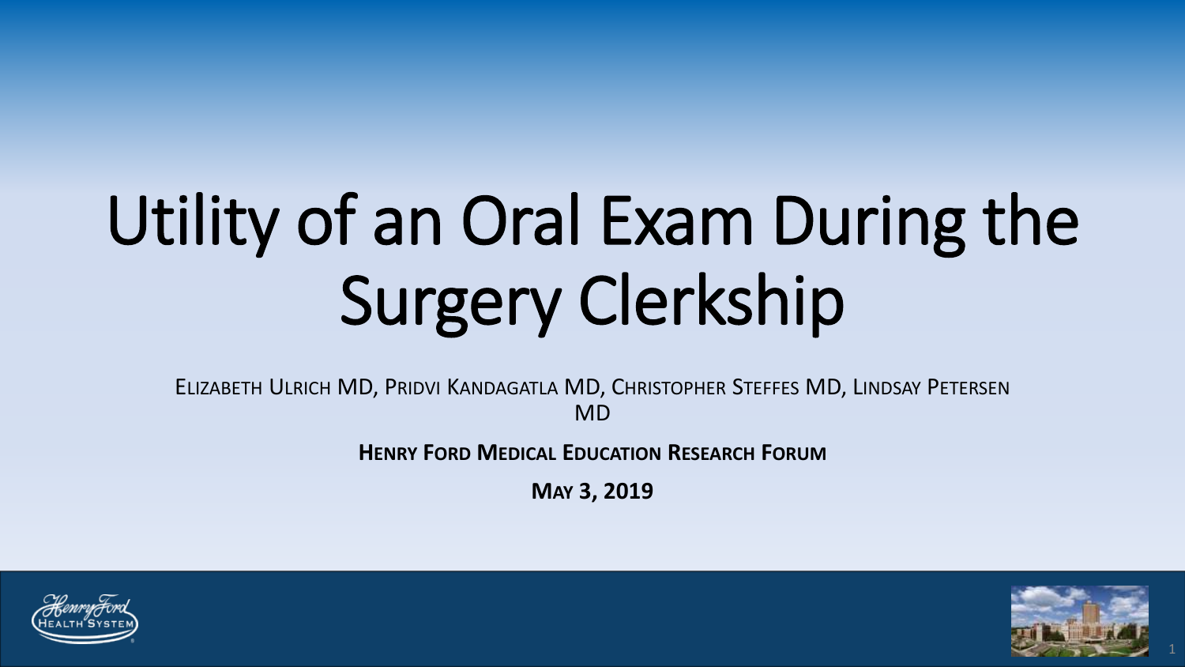# Utility of an Oral Exam During the Surgery Clerkship

Elizabeth Ulrich MD, Pridvi Kandagatla MD, Christopher Steffes MD, Lindsay Petersen MD

**Henry Ford Medical Education Research Forum**

**May 3, 2019**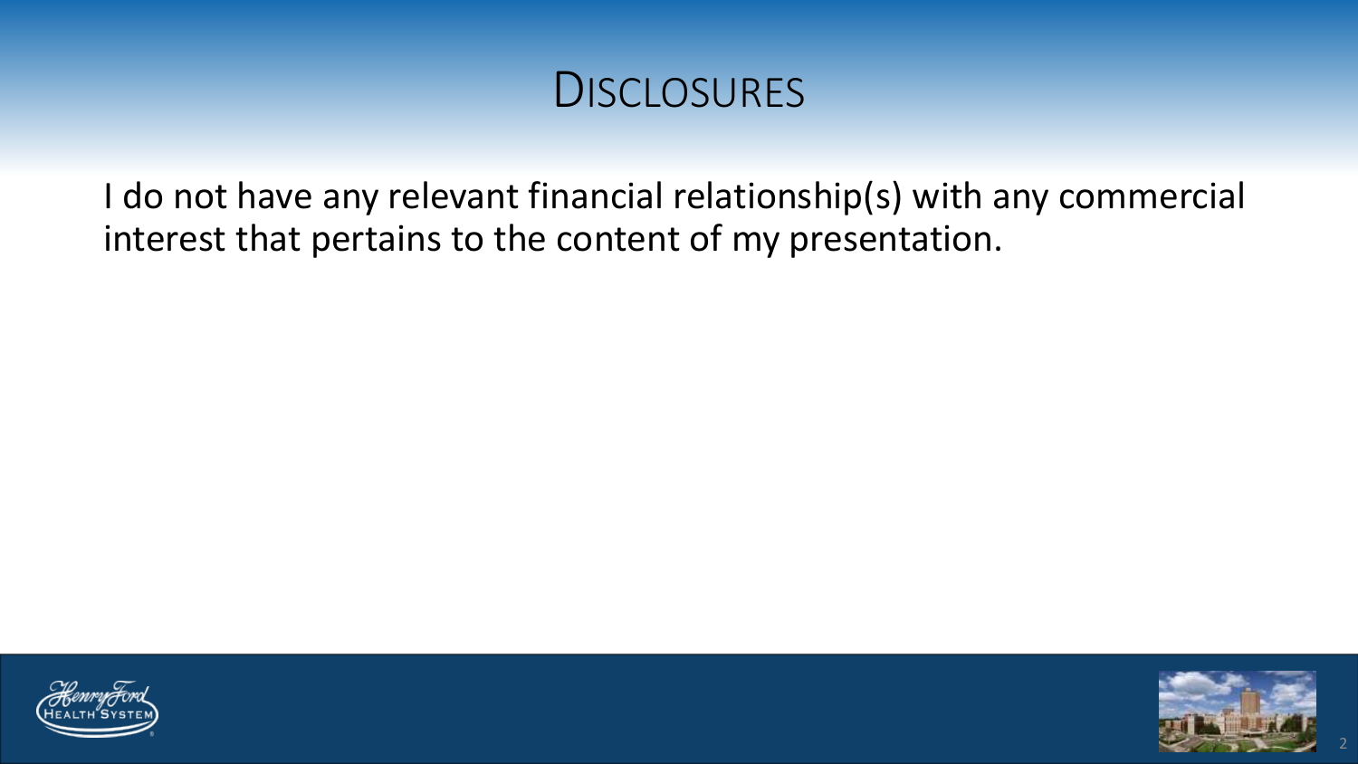# Disclosures

I do not have any relevant financial relationship(s) with any commercial interest that pertains to the content of my presentation.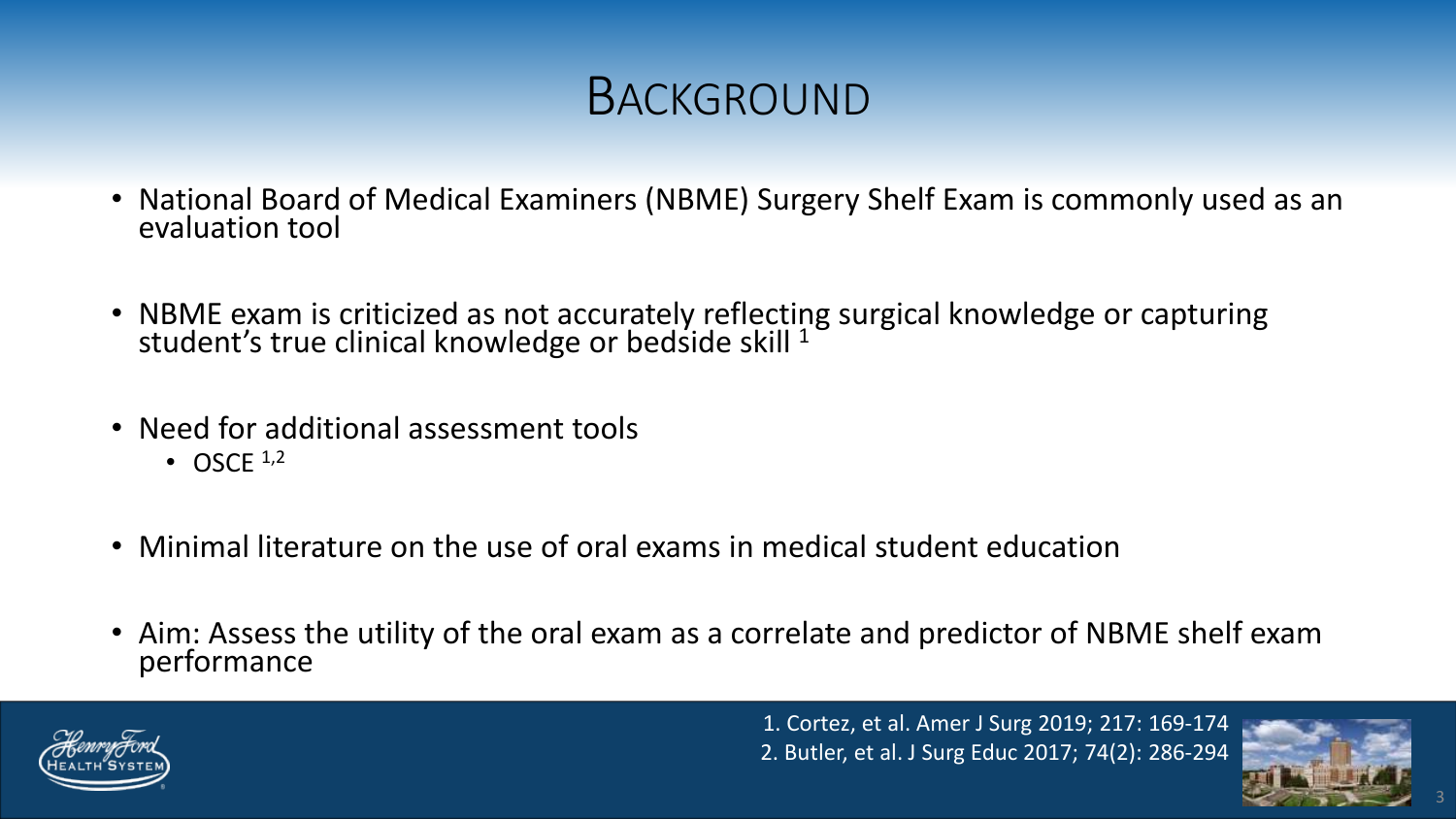# Background

- National Board of Medical Examiners (NBME) Surgery Shelf Exam is commonly used as an evaluation tool
- NBME exam is criticized as not accurately reflecting surgical knowledge or capturing student's true clinical knowledge or bedside skill [1]
- Need for additional assessment tools
  - OSCE [1,2]
- Minimal literature on the use of oral exams in medical student education
- Aim: Assess the utility of the oral exam as a correlate and predictor of NBME shelf exam performance

1. Cortez, et al. Amer J Surg 2019; 217: 169-174
2. Butler, et al. J Surg Educ 2017; 74(2): 286-294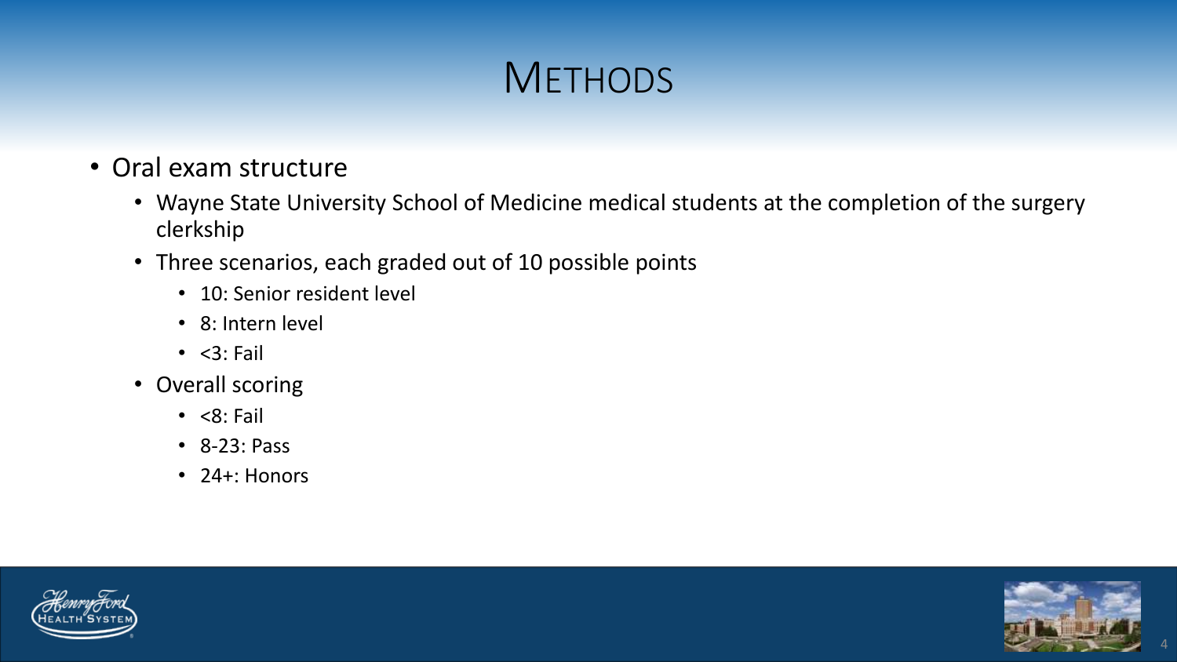# METHODS

- Oral exam structure
  - Wayne State University School of Medicine medical students at the completion of the surgery clerkship
  - Three scenarios, each graded out of 10 possible points
    - 10: Senior resident level
    - 8: Intern level
    - <3: Fail
  - Overall scoring
    - <8: Fail
    - 8-23: Pass
    - 24+: Honors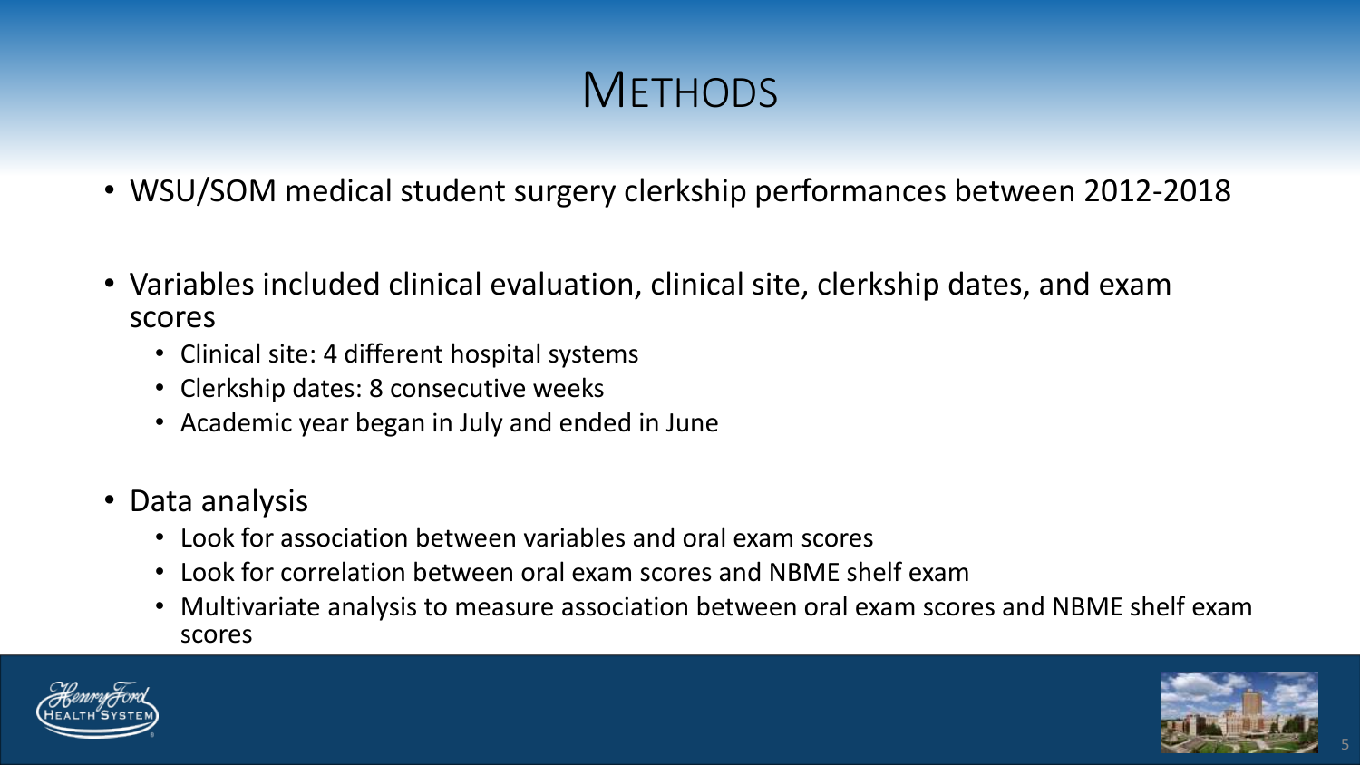# METHODS

- WSU/SOM medical student surgery clerkship performances between 2012-2018
- Variables included clinical evaluation, clinical site, clerkship dates, and exam scores
  - Clinical site: 4 different hospital systems
  - Clerkship dates: 8 consecutive weeks
  - Academic year began in July and ended in June
- Data analysis
  - Look for association between variables and oral exam scores
  - Look for correlation between oral exam scores and NBME shelf exam
  - Multivariate analysis to measure association between oral exam scores and NBME shelf exam scores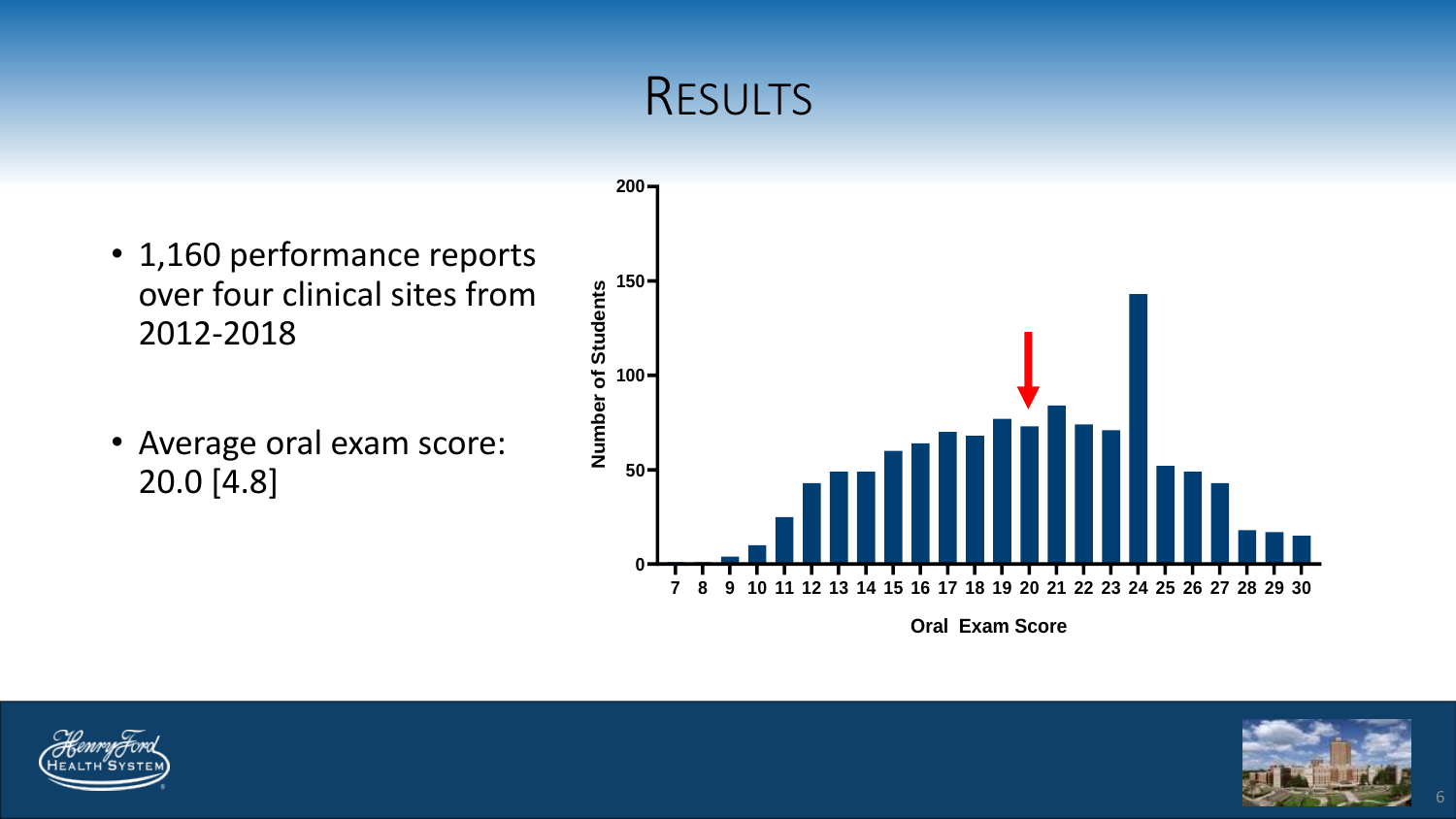# RESULTS

- 1,160 performance reports over four clinical sites from 2012-2018
- Average oral exam score: 20.0 [4.8]

Number of Students

0

50

100

150

200

7 8 9 10 11 12 13 14 15 16 17 18 19 20 21 22 23 24 25 26 27 28 29 30

Oral Exam Score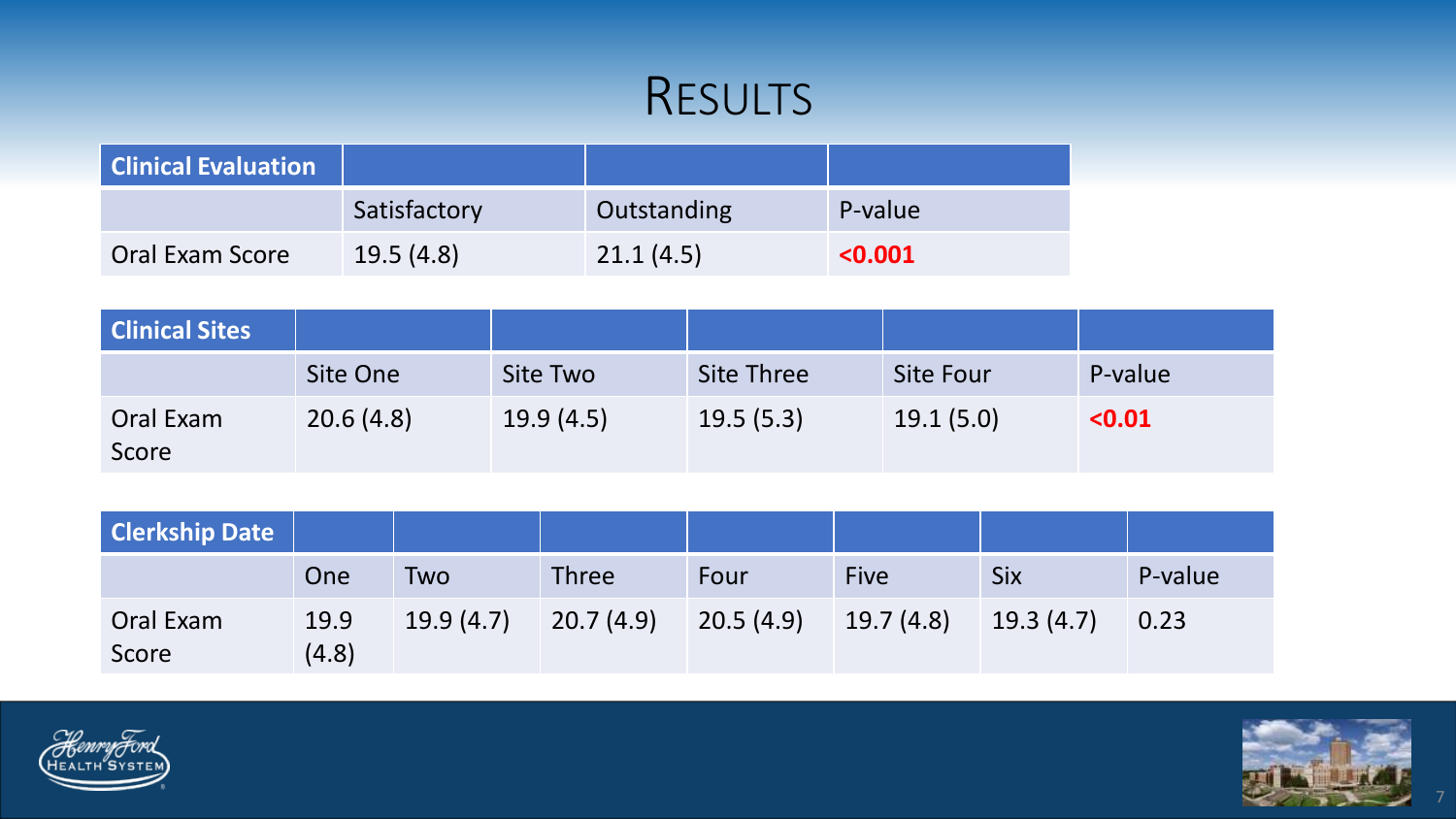# Results

| Clinical Evaluation | | | |
|---|---|---|---|
| | Satisfactory | Outstanding | P-value |
| Oral Exam Score | 19.5 (4.8) | 21.1 (4.5) | **<0.001** |

| Clinical Sites | | | | | |
|---|---|---|---|---|---|
| | Site One | Site Two | Site Three | Site Four | P-value |
| Oral Exam Score | 20.6 (4.8) | 19.9 (4.5) | 19.5 (5.3) | 19.1 (5.0) | **<0.01** |

| Clerkship Date | | | | | | | |
|---|---|---|---|---|---|---|---|
| | One | Two | Three | Four | Five | Six | P-value |
| Oral Exam Score | 19.9 (4.8) | 19.9 (4.7) | 20.7 (4.9) | 20.5 (4.9) | 19.7 (4.8) | 19.3 (4.7) | 0.23 |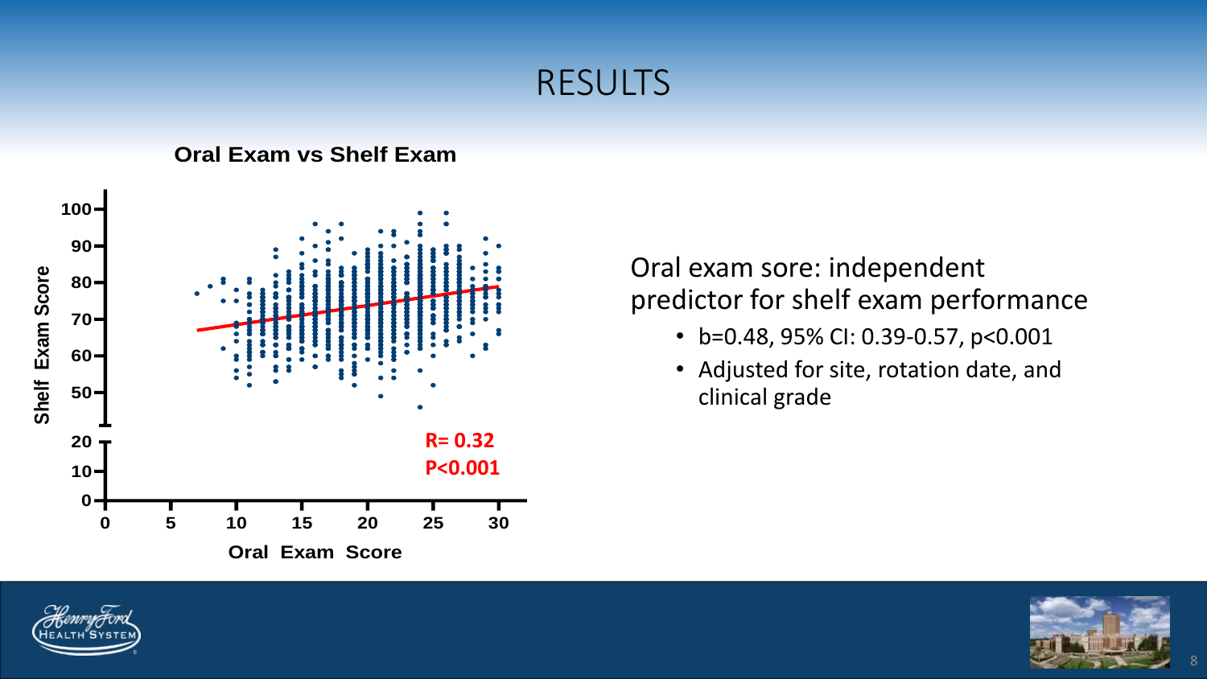# RESULTS

**Oral Exam vs Shelf Exam**

Shelf Exam Score

100
90
80
70
60
50
20
10
0

0 5 10 15 20 25 30

Oral Exam Score

R= 0.32
P<0.001

Oral exam sore: independent predictor for shelf exam performance

- b=0.48, 95% CI: 0.39-0.57, p<0.001
- Adjusted for site, rotation date, and clinical grade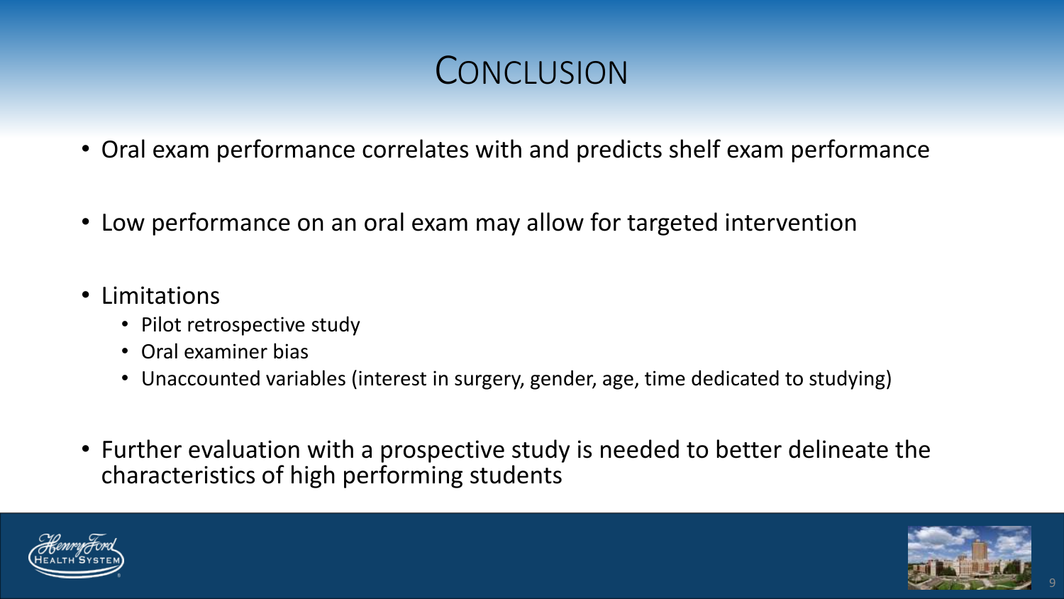# Conclusion

- Oral exam performance correlates with and predicts shelf exam performance
- Low performance on an oral exam may allow for targeted intervention
- Limitations
  - Pilot retrospective study
  - Oral examiner bias
  - Unaccounted variables (interest in surgery, gender, age, time dedicated to studying)
- Further evaluation with a prospective study is needed to better delineate the characteristics of high performing students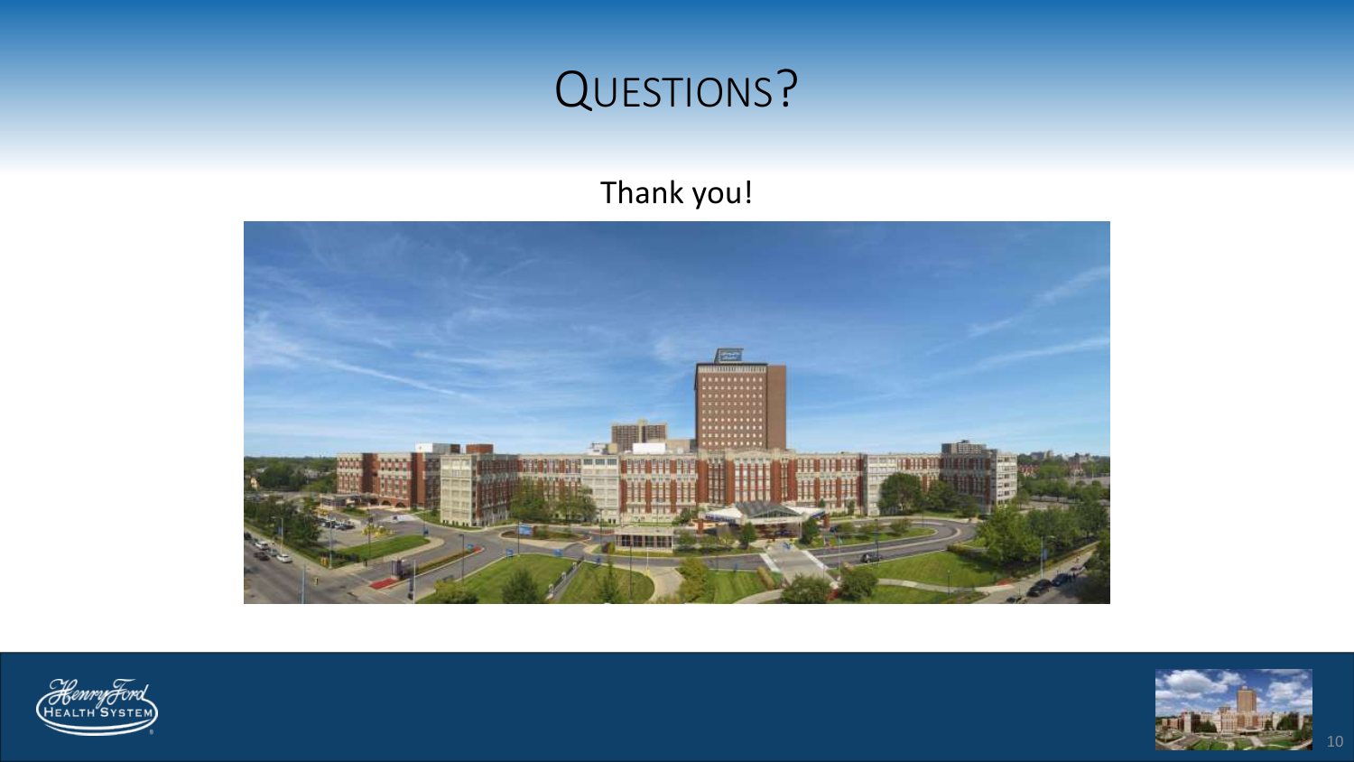# Questions?

Thank you!